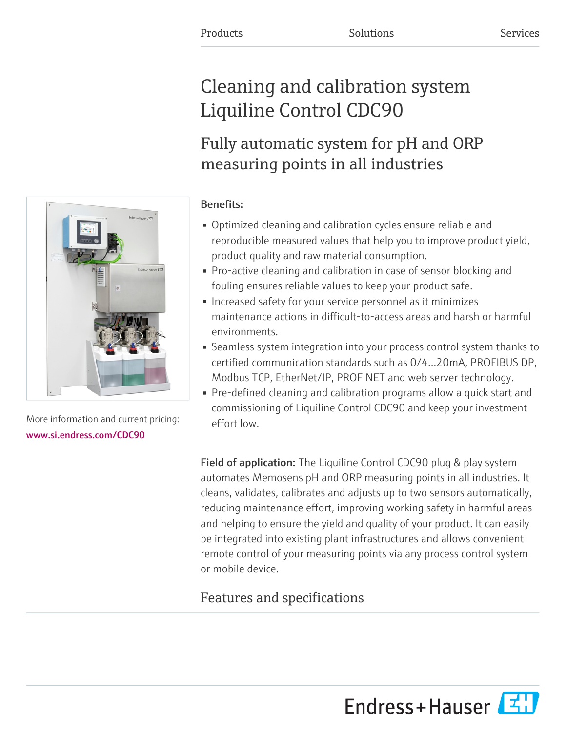Products Solutions Services

# Cleaning and calibration system Liquiline Control CDC90

## Fully automatic system for pH and ORP measuring points in all industries

More information and current pricing:
www.si.endress.com/CDC90

**Benefits:**

- Optimized cleaning and calibration cycles ensure reliable and reproducible measured values that help you to improve product yield, product quality and raw material consumption.
- Pro-active cleaning and calibration in case of sensor blocking and fouling ensures reliable values to keep your product safe.
- Increased safety for your service personnel as it minimizes maintenance actions in difficult-to-access areas and harsh or harmful environments.
- Seamless system integration into your process control system thanks to certified communication standards such as 0/4...20mA, PROFIBUS DP, Modbus TCP, EtherNet/IP, PROFINET and web server technology.
- Pre-defined cleaning and calibration programs allow a quick start and commissioning of Liquiline Control CDC90 and keep your investment effort low.

**Field of application:** The Liquiline Control CDC90 plug & play system automates Memosens pH and ORP measuring points in all industries. It cleans, validates, calibrates and adjusts up to two sensors automatically, reducing maintenance effort, improving working safety in harmful areas and helping to ensure the yield and quality of your product. It can easily be integrated into existing plant infrastructures and allows convenient remote control of your measuring points via any process control system or mobile device.

## Features and specifications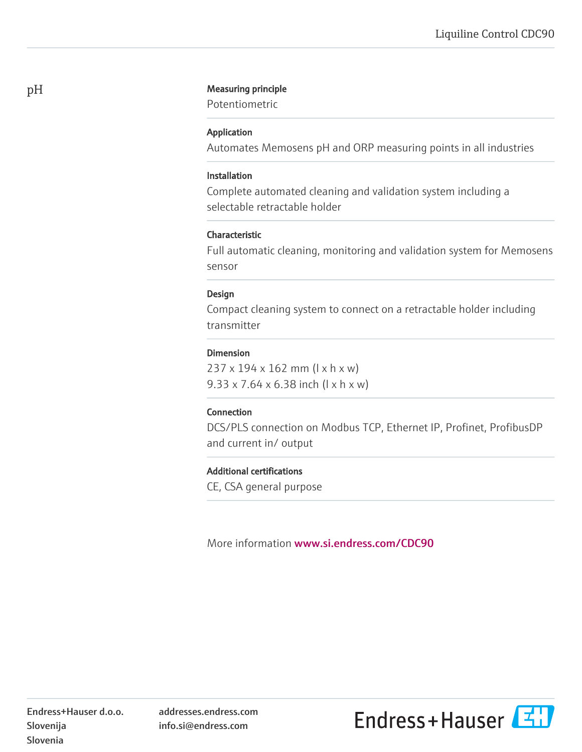## pH

**Measuring principle**

Potentiometric

**Application**

Automates Memosens pH and ORP measuring points in all industries

**Installation**

Complete automated cleaning and validation system including a selectable retractable holder

**Characteristic**

Full automatic cleaning, monitoring and validation system for Memosens sensor

**Design**

Compact cleaning system to connect on a retractable holder including transmitter

**Dimension**

237 x 194 x 162 mm (l x h x w)
9.33 x 7.64 x 6.38 inch (l x h x w)

**Connection**

DCS/PLS connection on Modbus TCP, Ethernet IP, Profinet, ProfibusDP and current in/ output

**Additional certifications**

CE, CSA general purpose

More information **www.si.endress.com/CDC90**

Endress+Hauser d.o.o.
Slovenija
Slovenia

addresses.endress.com
info.si@endress.com

Endress+Hauser